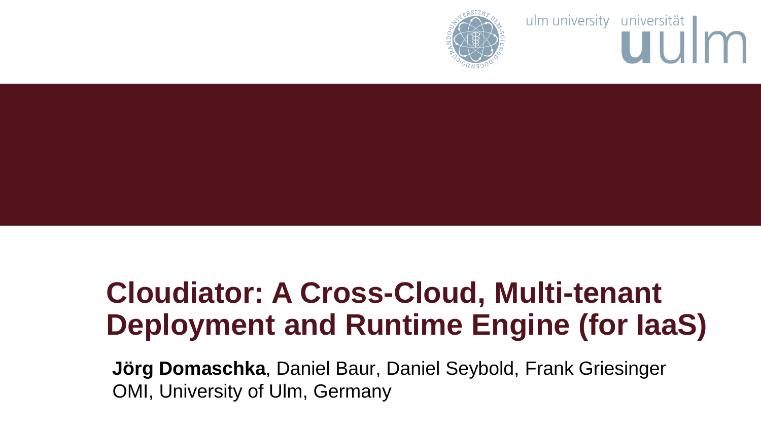# Cloudiator: A Cross-Cloud, Multi-tenant Deployment and Runtime Engine (for IaaS)

**Jörg Domaschka**, Daniel Baur, Daniel Seybold, Frank Griesinger
OMI, University of Ulm, Germany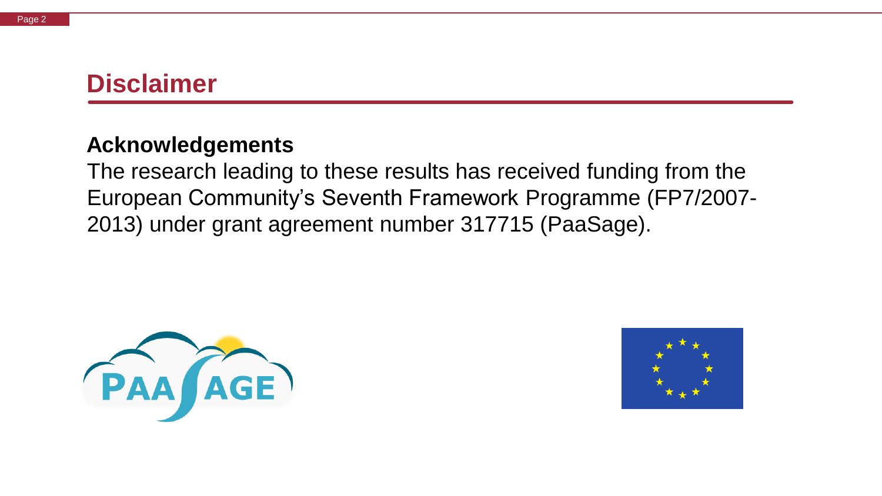# Disclaimer

**Acknowledgements**

The research leading to these results has received funding from the European Community's Seventh Framework Programme (FP7/2007-2013) under grant agreement number 317715 (PaaSage).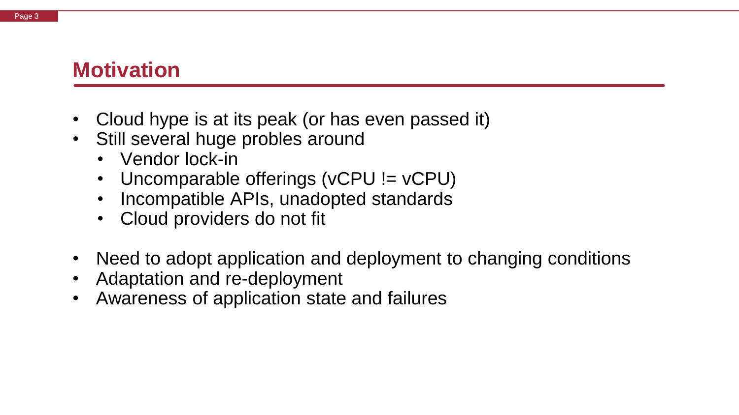# Motivation

- Cloud hype is at its peak (or has even passed it)
- Still several huge probles around
  - Vendor lock-in
  - Uncomparable offerings (vCPU != vCPU)
  - Incompatible APIs, unadopted standards
  - Cloud providers do not fit

- Need to adopt application and deployment to changing conditions
- Adaptation and re-deployment
- Awareness of application state and failures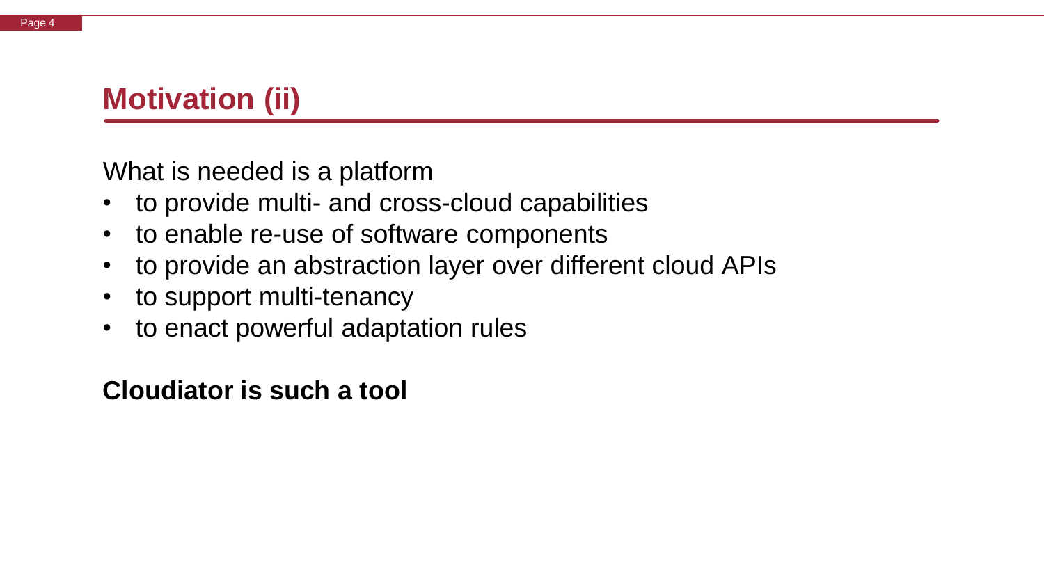# Motivation (ii)

What is needed is a platform

- to provide multi- and cross-cloud capabilities
- to enable re-use of software components
- to provide an abstraction layer over different cloud APIs
- to support multi-tenancy
- to enact powerful adaptation rules

**Cloudiator is such a tool**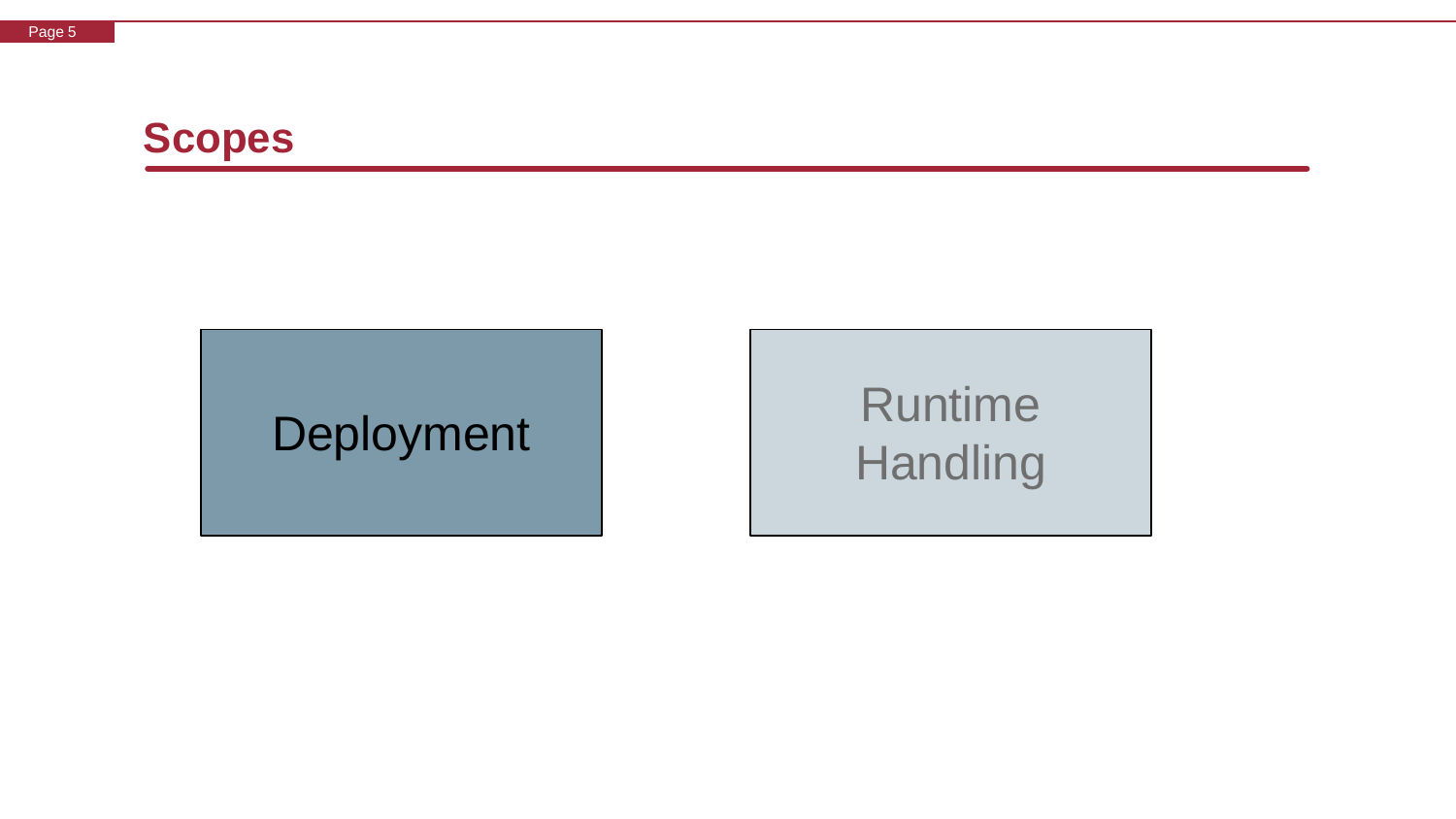# Scopes

Deployment

Runtime Handling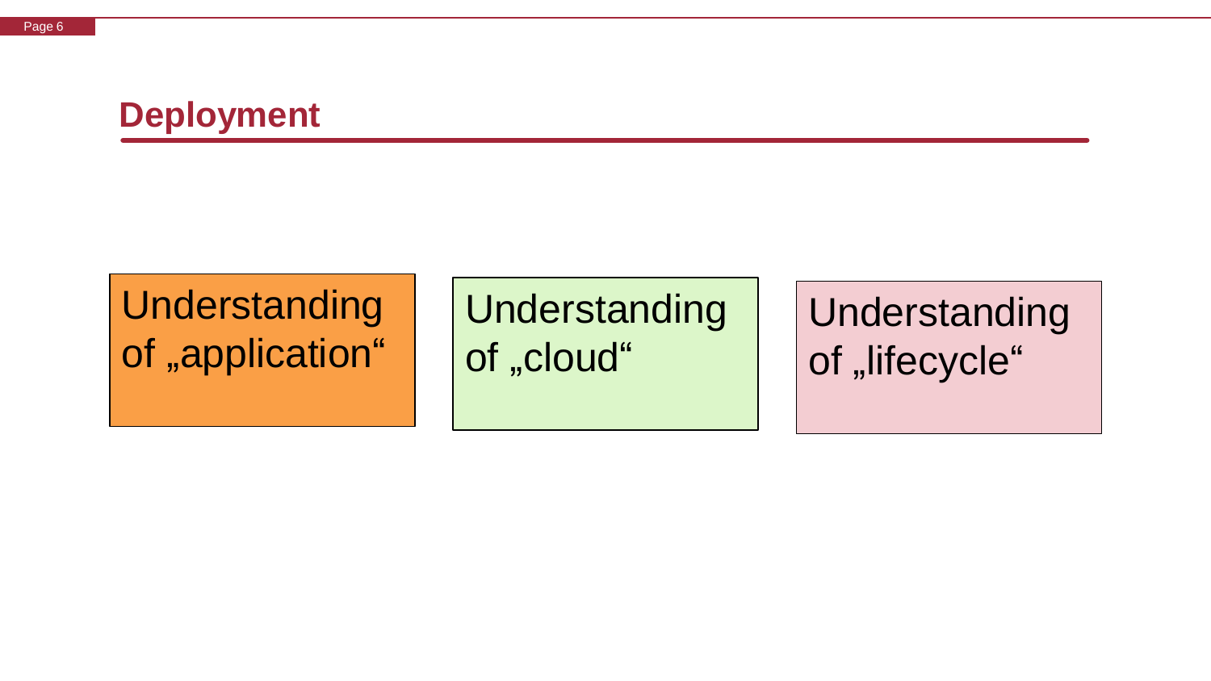# Deployment

Understanding of „application“

Understanding of „cloud“

Understanding of „lifecycle“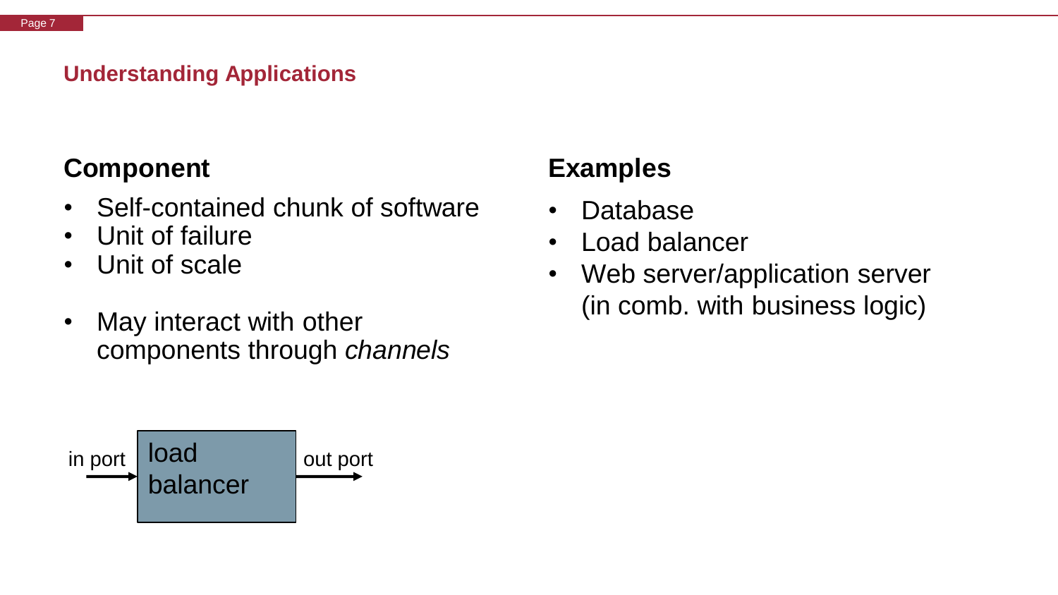## Understanding Applications

### Component

- Self-contained chunk of software
- Unit of failure
- Unit of scale

- May interact with other components through *channels*

in port → load balancer → out port

### Examples

- Database
- Load balancer
- Web server/application server (in comb. with business logic)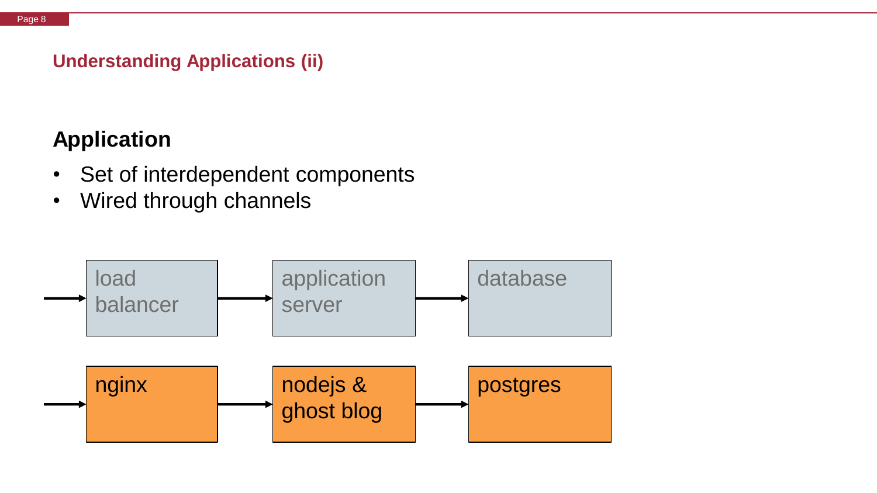## Understanding Applications (ii)

**Application**

- Set of interdependent components
- Wired through channels

→ load balancer → application server → database

→ nginx → nodejs & ghost blog → postgres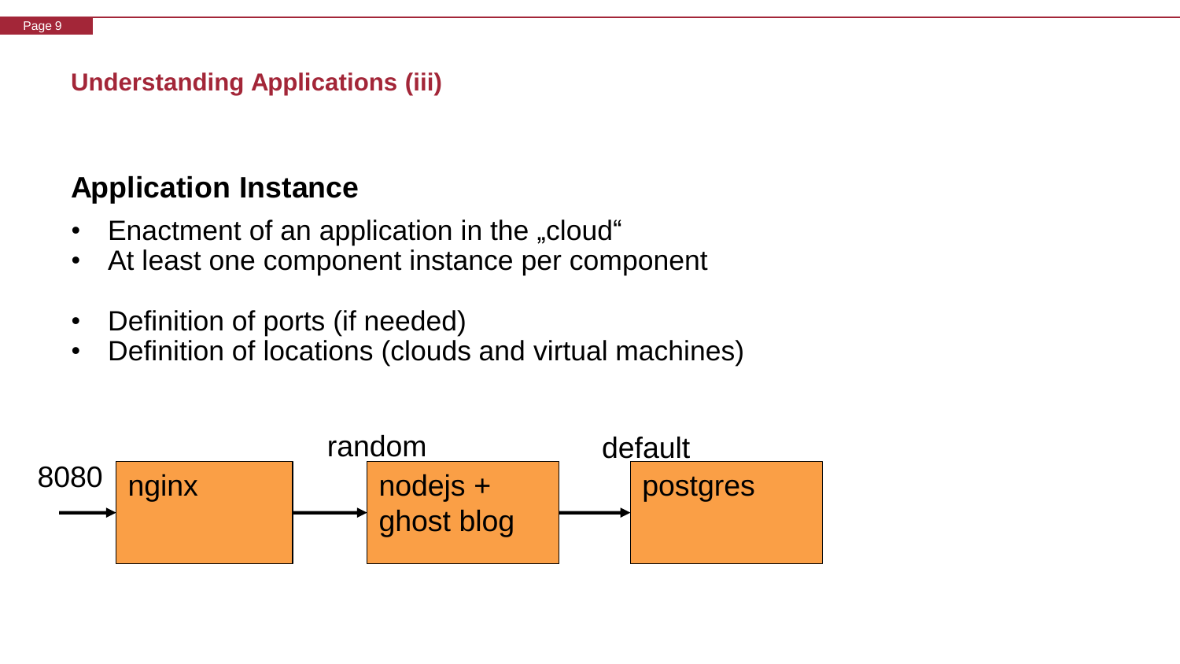## Understanding Applications (iii)

### Application Instance

- Enactment of an application in the „cloud“
- At least one component instance per component

- Definition of ports (if needed)
- Definition of locations (clouds and virtual machines)

8080 → nginx → random → nodejs + ghost blog → default → postgres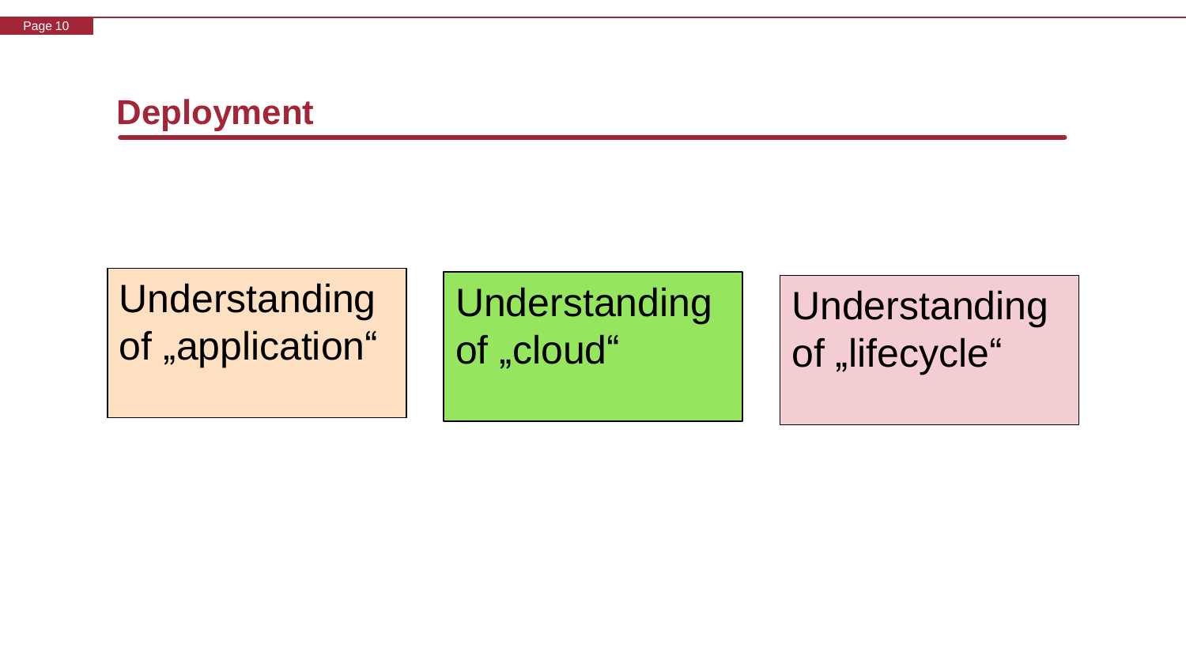# Deployment

- Understanding of „application“
- Understanding of „cloud“
- Understanding of „lifecycle“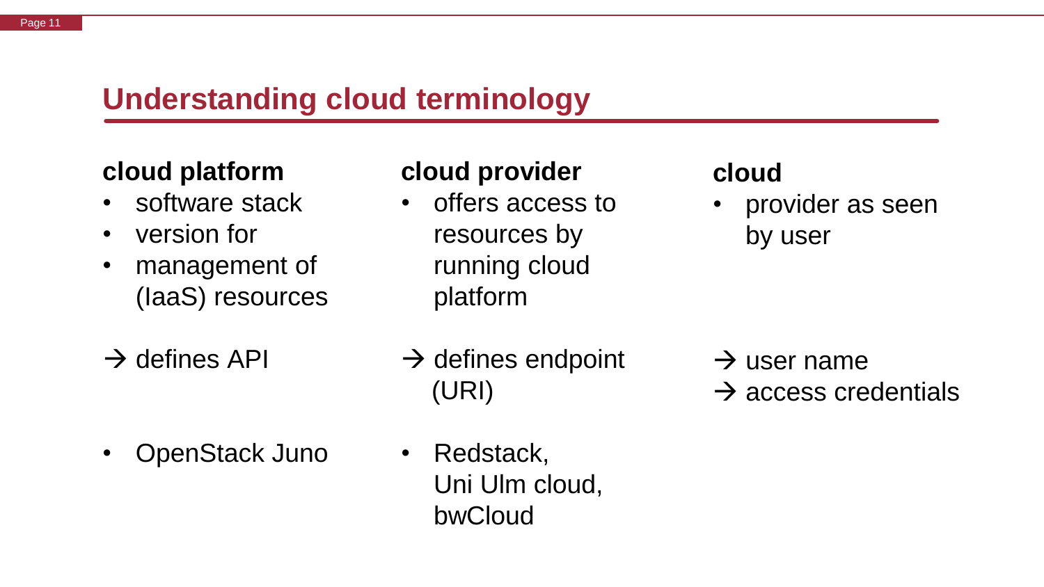# Understanding cloud terminology

### cloud platform

- software stack
- version for
- management of (IaaS) resources

→ defines API

- OpenStack Juno

### cloud provider

- offers access to resources by running cloud platform

→ defines endpoint (URI)

- Redstack, Uni Ulm cloud, bwCloud

### cloud

- provider as seen by user

→ user name
→ access credentials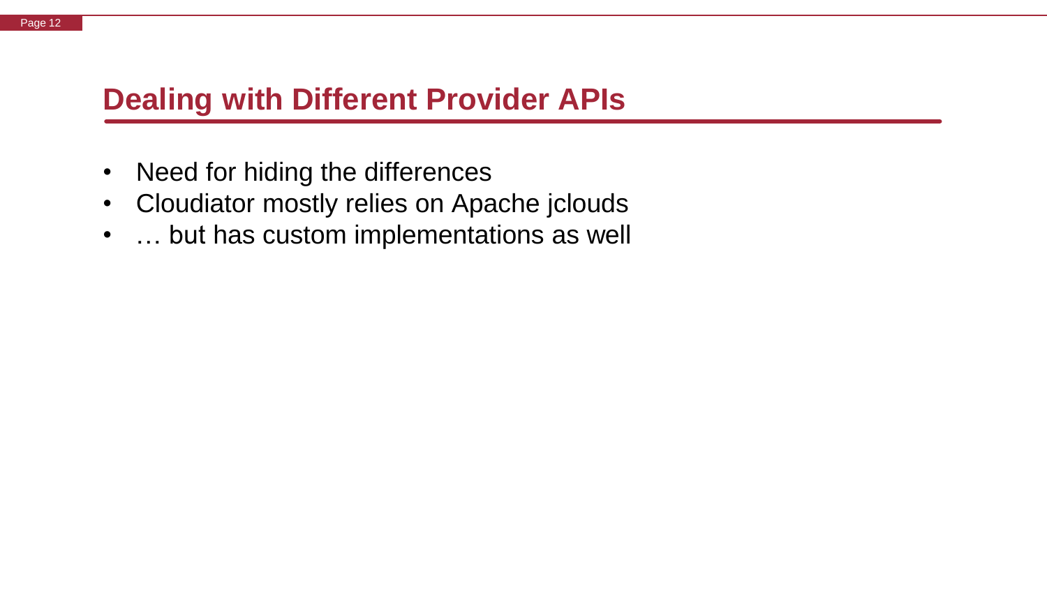# Dealing with Different Provider APIs

- Need for hiding the differences
- Cloudiator mostly relies on Apache jclouds
- … but has custom implementations as well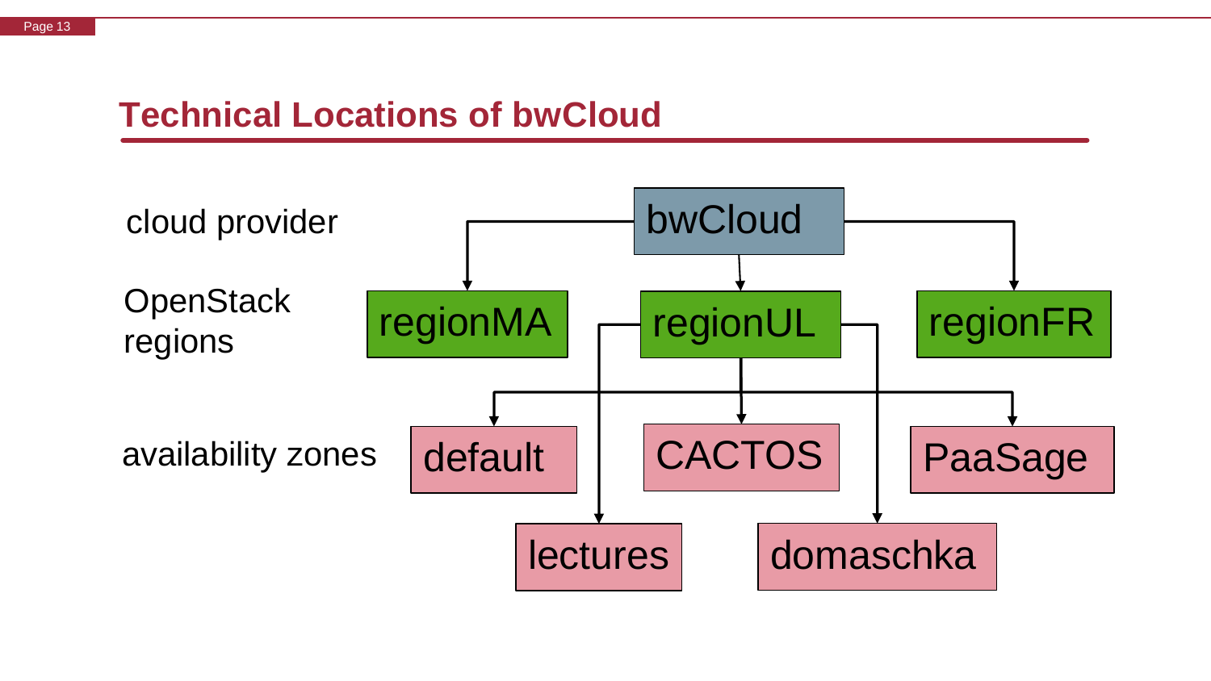## Technical Locations of bwCloud

cloud provider

OpenStack regions

availability zones

bwCloud

regionMA

regionUL

regionFR

default

CACTOS

PaaSage

lectures

domaschka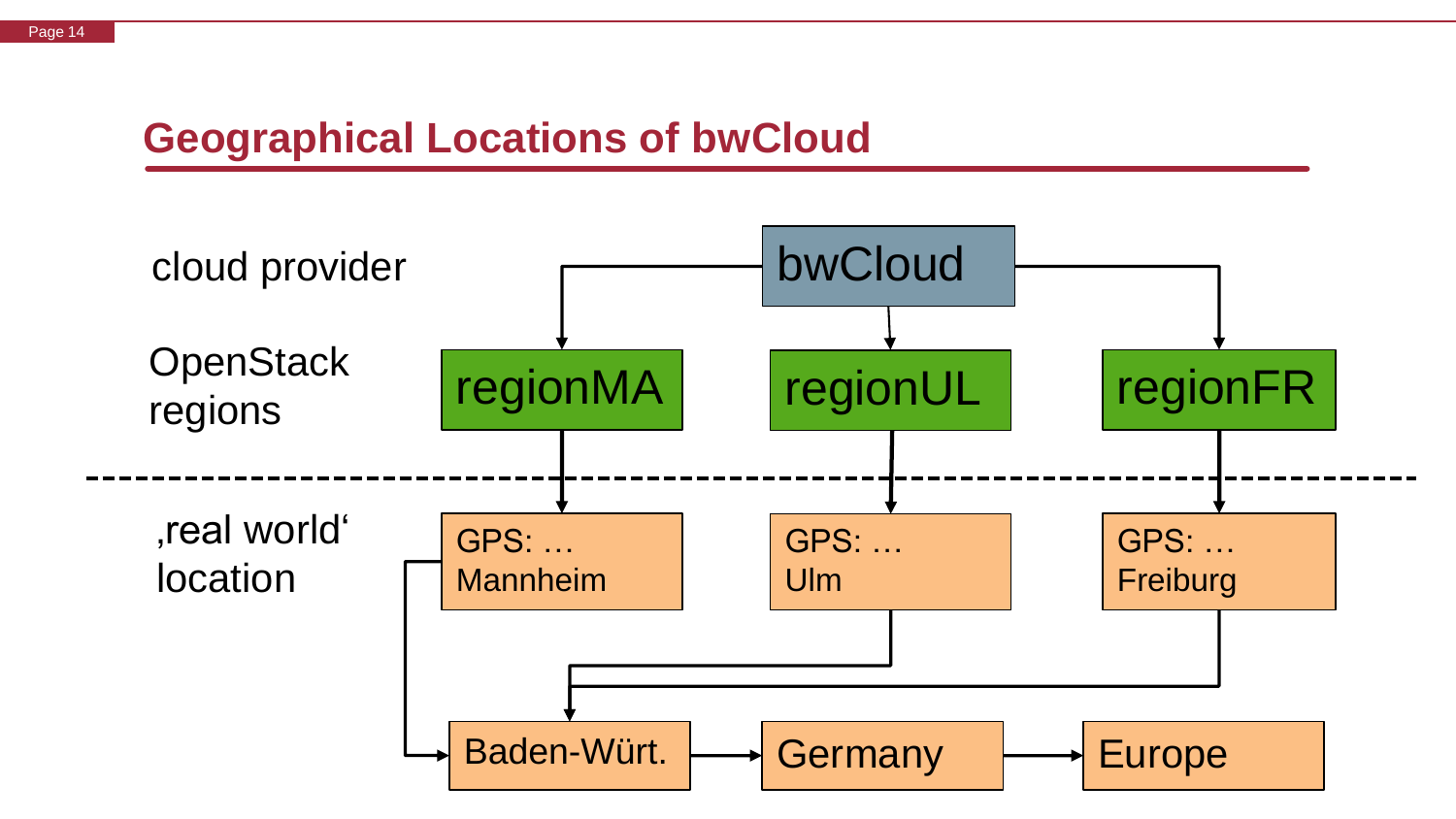## Geographical Locations of bwCloud

cloud provider

- bwCloud

OpenStack regions

- regionMA
- regionUL
- regionFR

‚real world' location

- GPS: … Mannheim
- GPS: … Ulm
- GPS: … Freiburg

Baden-Würt. → Germany → Europe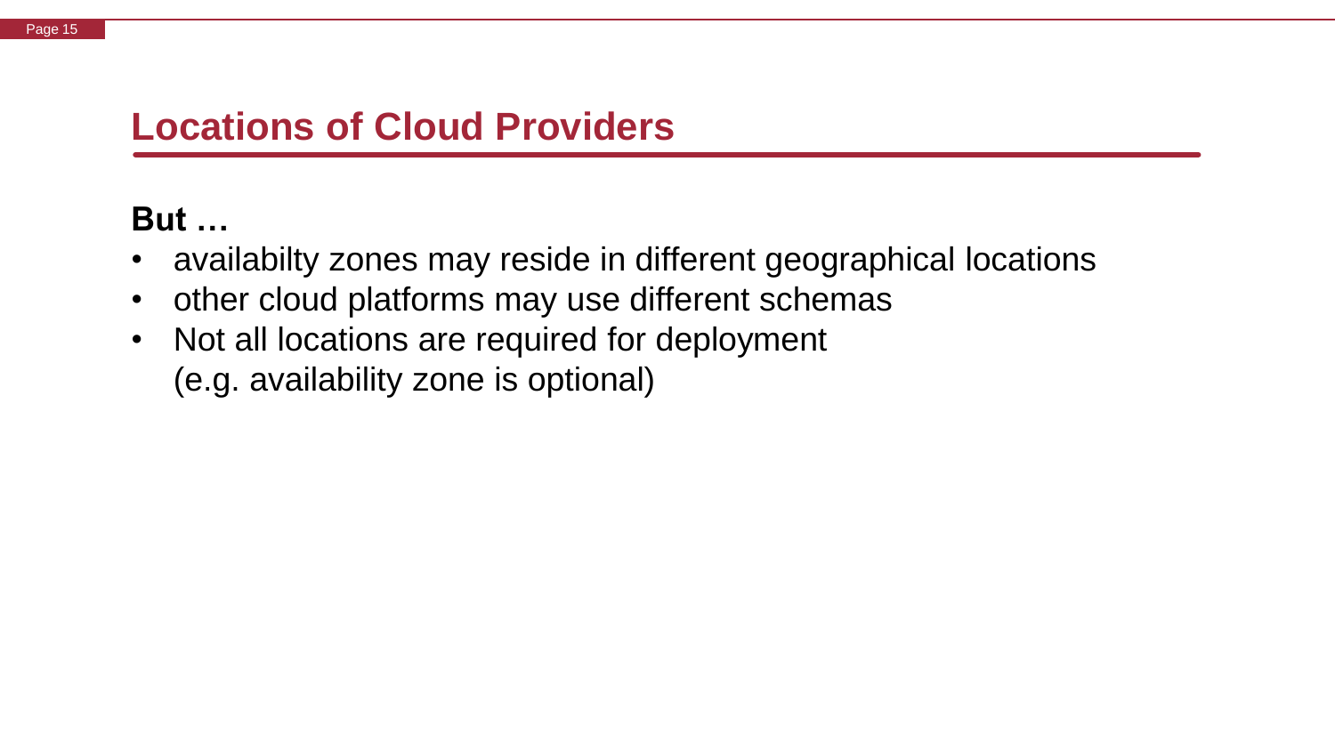# Locations of Cloud Providers

**But …**

- availabilty zones may reside in different geographical locations
- other cloud platforms may use different schemas
- Not all locations are required for deployment
  (e.g. availability zone is optional)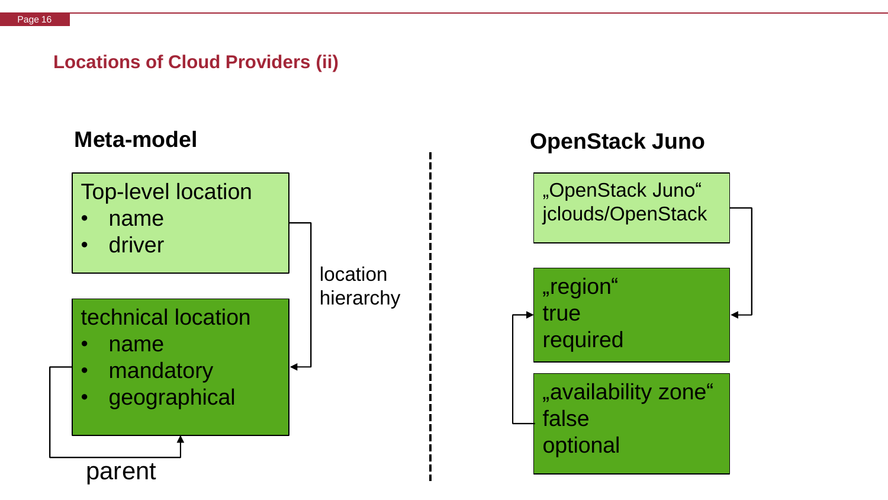## Locations of Cloud Providers (ii)

### Meta-model

**Top-level location**
- name
- driver

location hierarchy

**technical location**
- name
- mandatory
- geographical

parent

### OpenStack Juno

„OpenStack Juno“
jclouds/OpenStack

„region“
true
required

„availability zone“
false
optional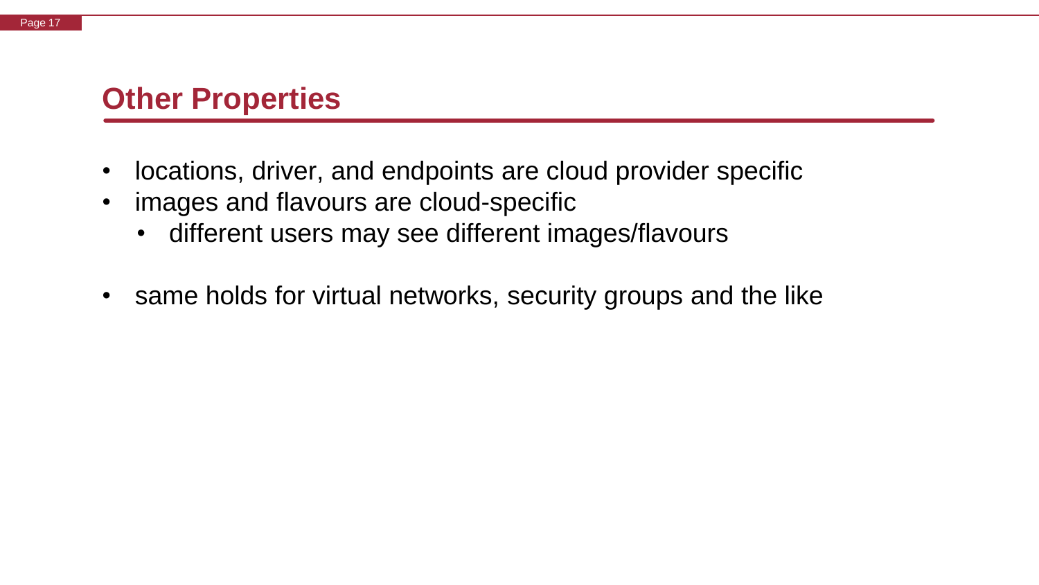## Other Properties

- locations, driver, and endpoints are cloud provider specific
- images and flavours are cloud-specific
  - different users may see different images/flavours

- same holds for virtual networks, security groups and the like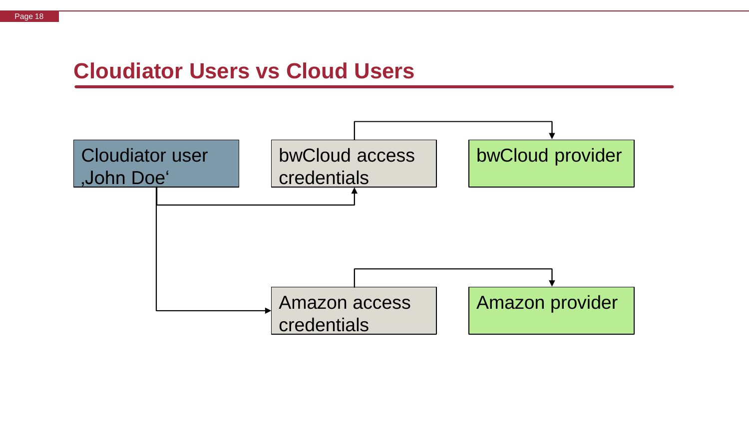## Cloudiator Users vs Cloud Users

Cloudiator user ‚John Doe‘

bwCloud access credentials

bwCloud provider

Amazon access credentials

Amazon provider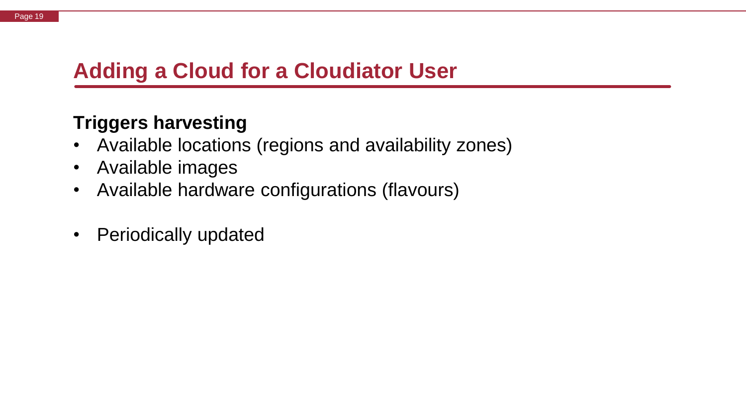# Adding a Cloud for a Cloudiator User

**Triggers harvesting**

- Available locations (regions and availability zones)
- Available images
- Available hardware configurations (flavours)

- Periodically updated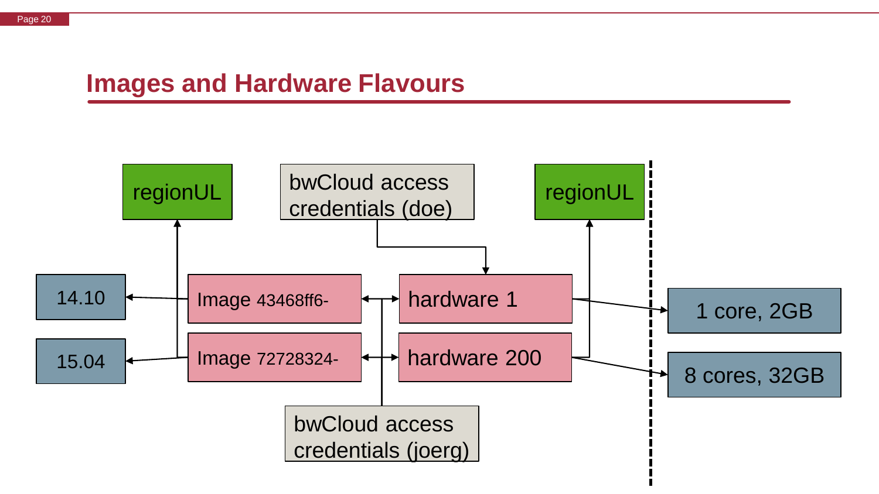# Images and Hardware Flavours

regionUL

bwCloud access credentials (doe)

regionUL

14.10

Image 43468ff6-

hardware 1

1 core, 2GB

15.04

Image 72728324-

hardware 200

8 cores, 32GB

bwCloud access credentials (joerg)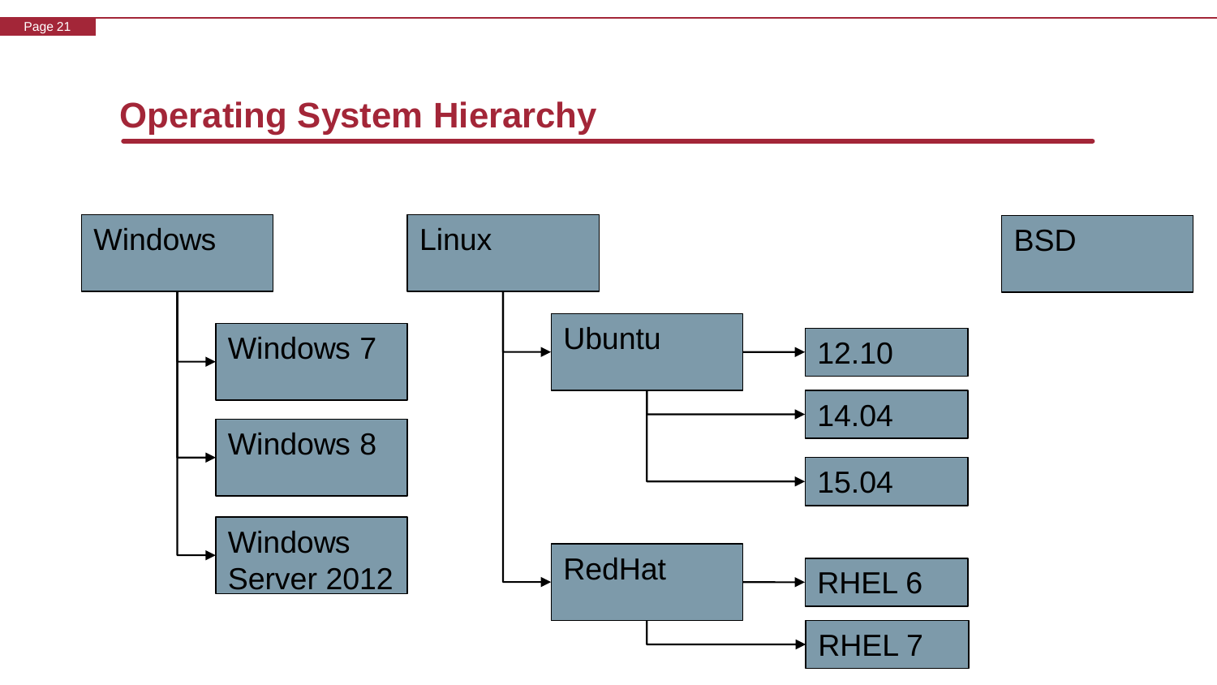# Operating System Hierarchy

- Windows
  - Windows 7
  - Windows 8
  - Windows Server 2012
- Linux
  - Ubuntu
    - 12.10
    - 14.04
    - 15.04
  - RedHat
    - RHEL 6
    - RHEL 7
- BSD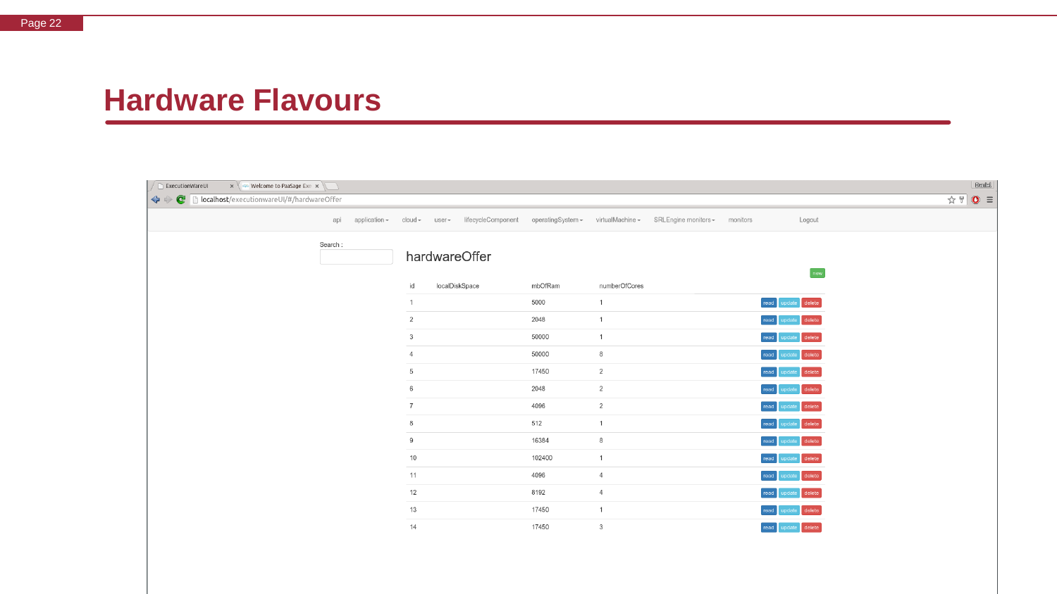## Hardware Flavours

api | application | cloud | user | lifecycleComponent | operatingSystem | virtualMachine | SRLEngine monitors | monitors | Logout

Search :

### hardwareOffer

new

| id | localDiskSpace | mbOfRam | numberOfCores | |
|---|---|---|---|---|
| 1 | | 5000 | 1 | read update delete |
| 2 | | 2048 | 1 | read update delete |
| 3 | | 50000 | 1 | read update delete |
| 4 | | 50000 | 8 | read update delete |
| 5 | | 17450 | 2 | read update delete |
| 6 | | 2048 | 2 | read update delete |
| 7 | | 4096 | 2 | read update delete |
| 8 | | 512 | 1 | read update delete |
| 9 | | 16384 | 8 | read update delete |
| 10 | | 102400 | 1 | read update delete |
| 11 | | 4096 | 4 | read update delete |
| 12 | | 8192 | 4 | read update delete |
| 13 | | 17450 | 1 | read update delete |
| 14 | | 17450 | 3 | read update delete |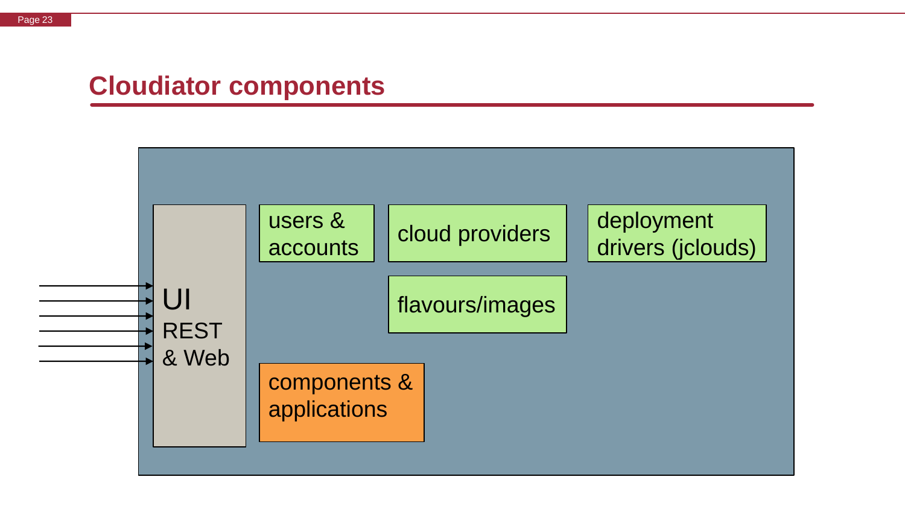## Cloudiator components

UI
REST
& Web

users &
accounts

cloud providers

deployment
drivers (jclouds)

flavours/images

components &
applications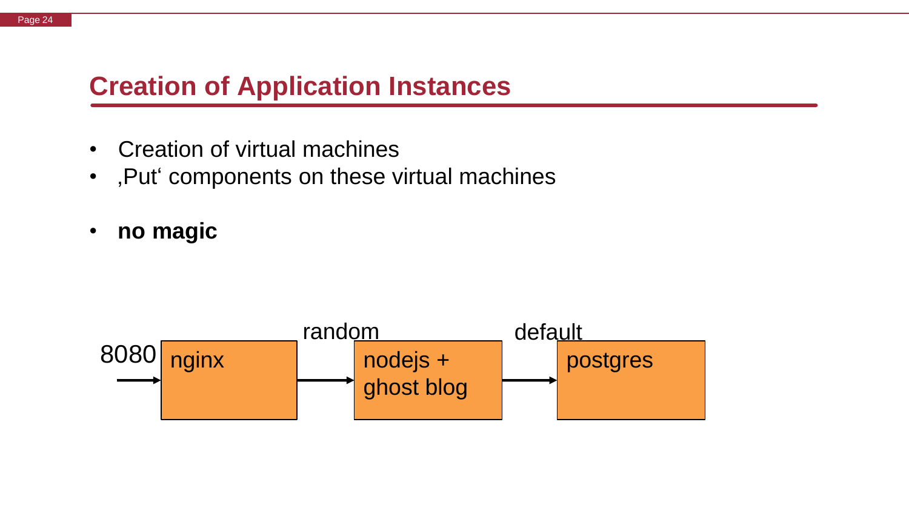# Creation of Application Instances

- Creation of virtual machines
- ‚Put‘ components on these virtual machines

- **no magic**

8080 → nginx → (random) → nodejs + ghost blog → (default) → postgres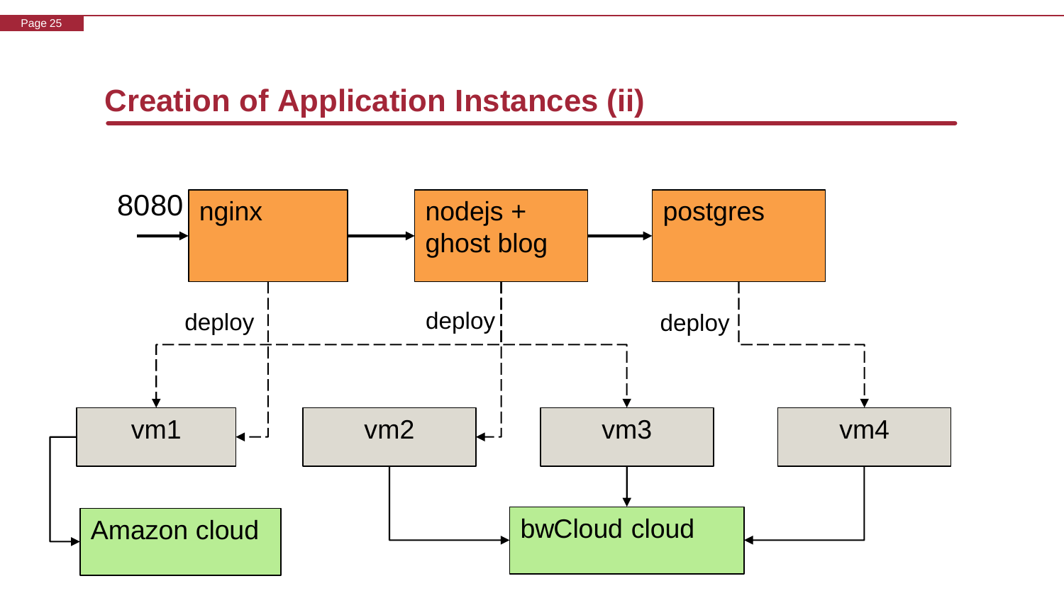## Creation of Application Instances (ii)

8080 → nginx → nodejs + ghost blog → postgres

- nginx — deploy → vm1, vm3
- nodejs + ghost blog — deploy → vm2
- postgres — deploy → vm4

- vm1 → Amazon cloud
- vm2 → bwCloud cloud
- vm3 → bwCloud cloud
- vm4 → bwCloud cloud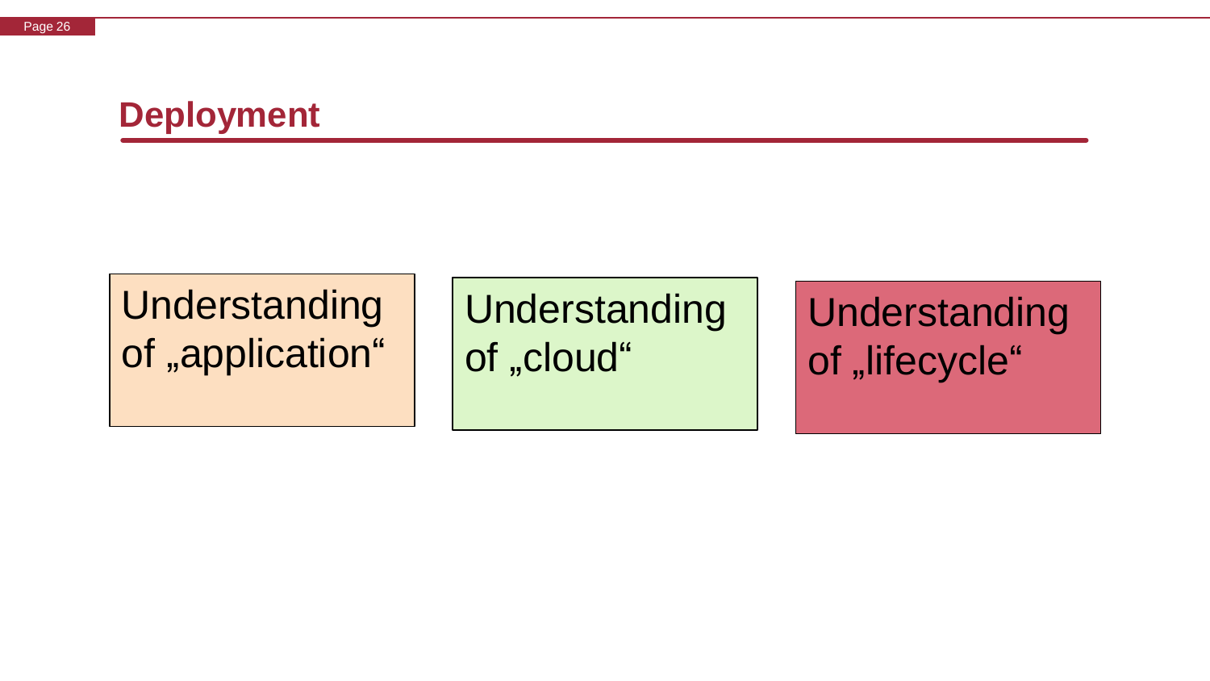# Deployment

Understanding of „application“

Understanding of „cloud“

Understanding of „lifecycle“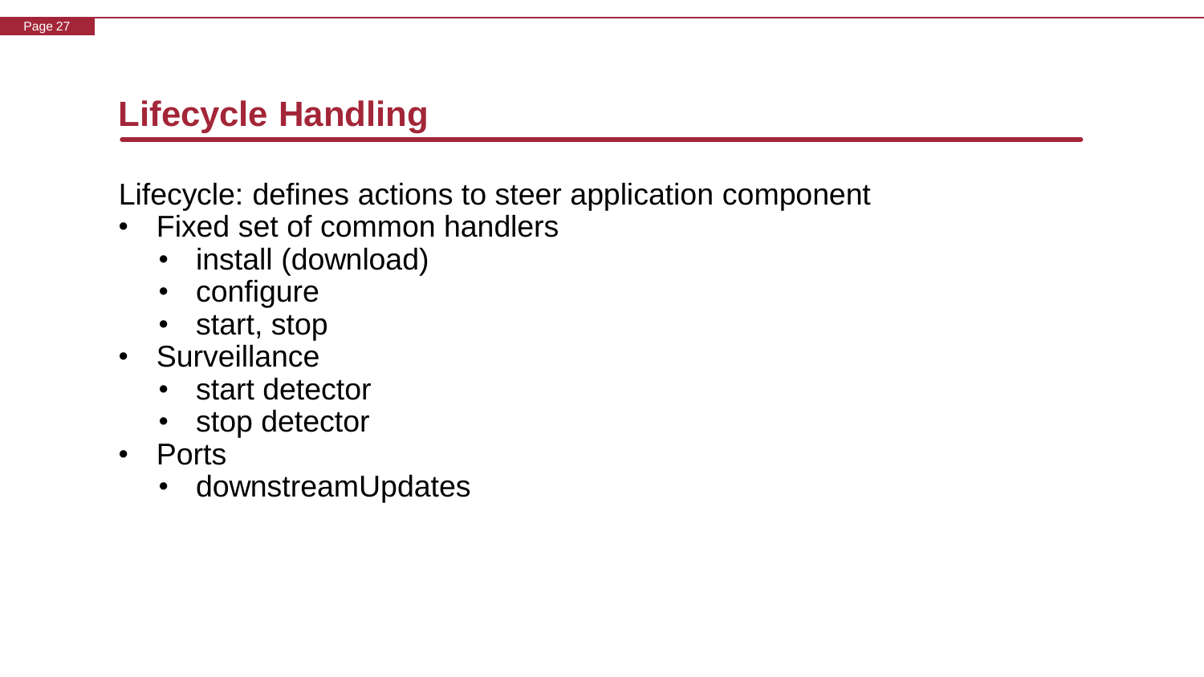# Lifecycle Handling

Lifecycle: defines actions to steer application component

- Fixed set of common handlers
  - install (download)
  - configure
  - start, stop
- Surveillance
  - start detector
  - stop detector
- Ports
  - downstreamUpdates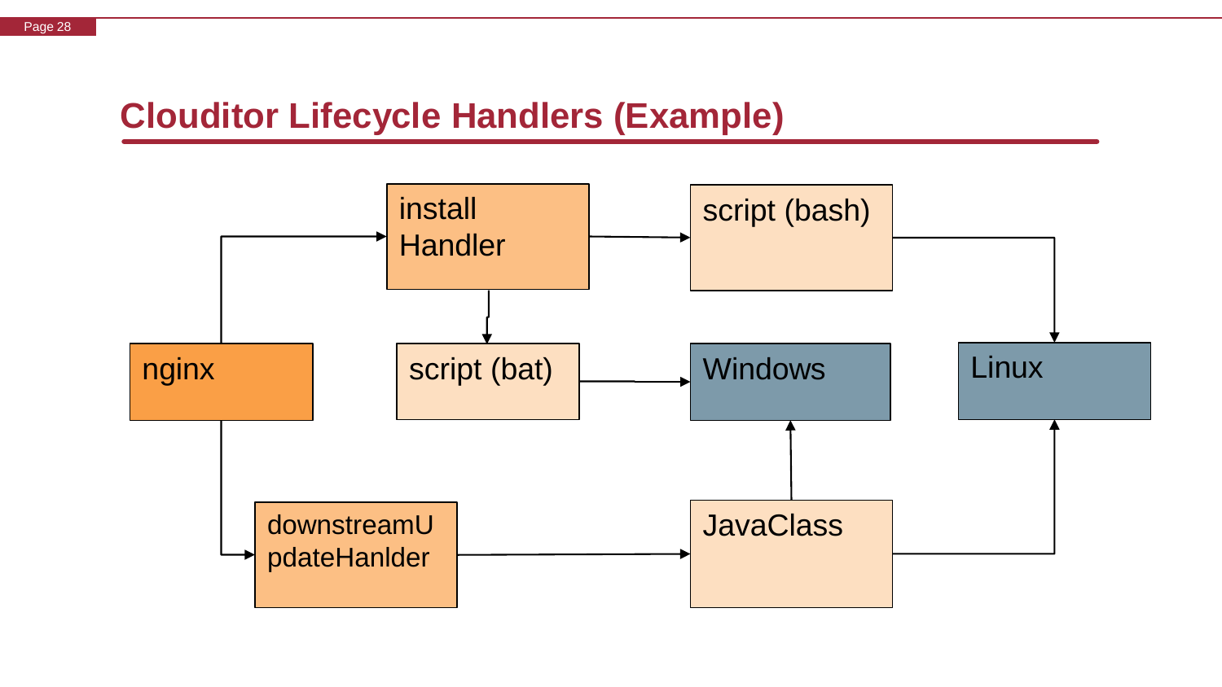## Clouditor Lifecycle Handlers (Example)

nginx

install Handler

script (bash)

script (bat)

Windows

Linux

downstreamUpdateHanlder

JavaClass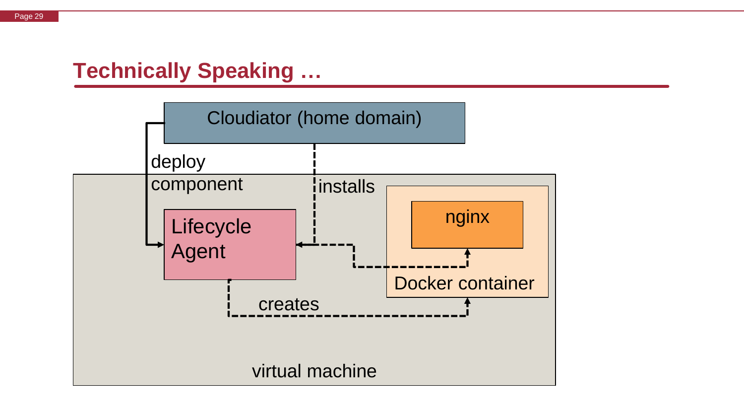# Technically Speaking …

Cloudiator (home domain)

deploy component

installs

Lifecycle Agent

nginx

Docker container

creates

virtual machine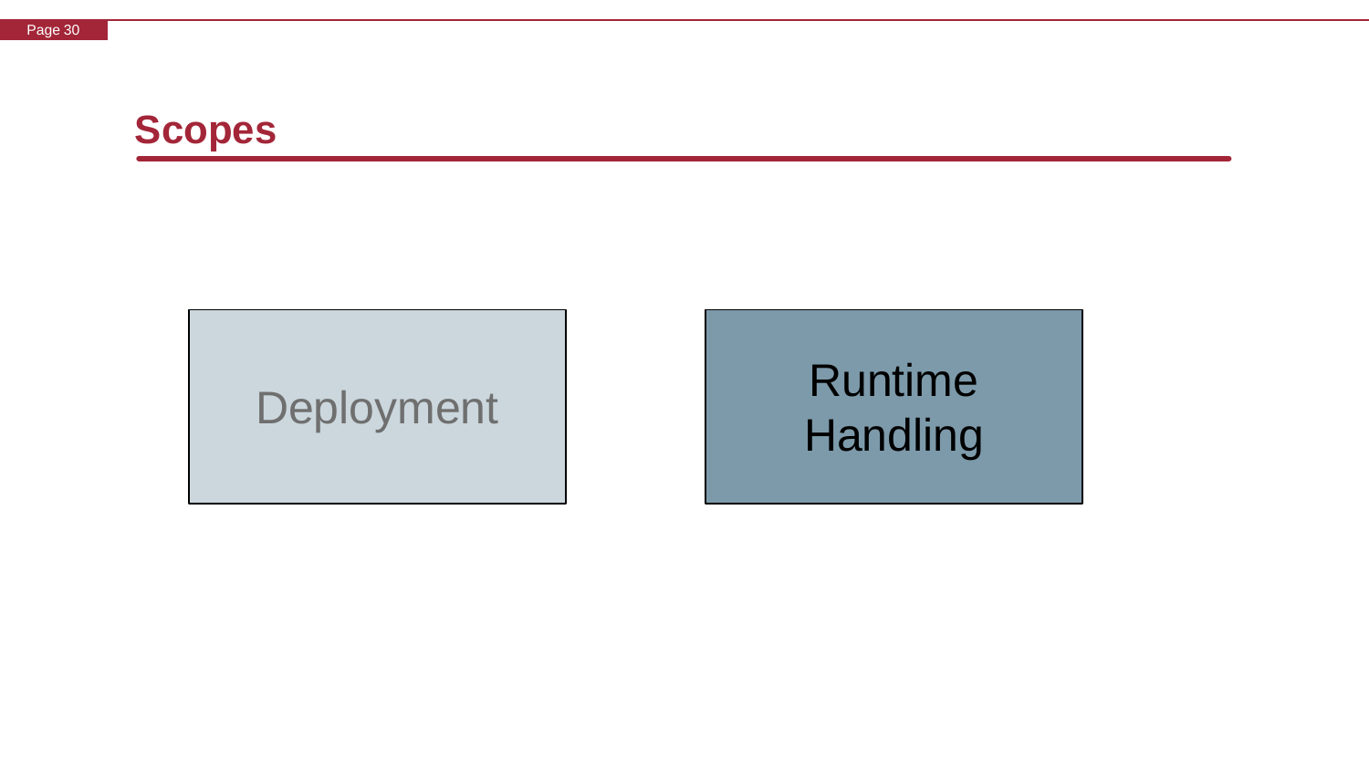# Scopes

Deployment

Runtime Handling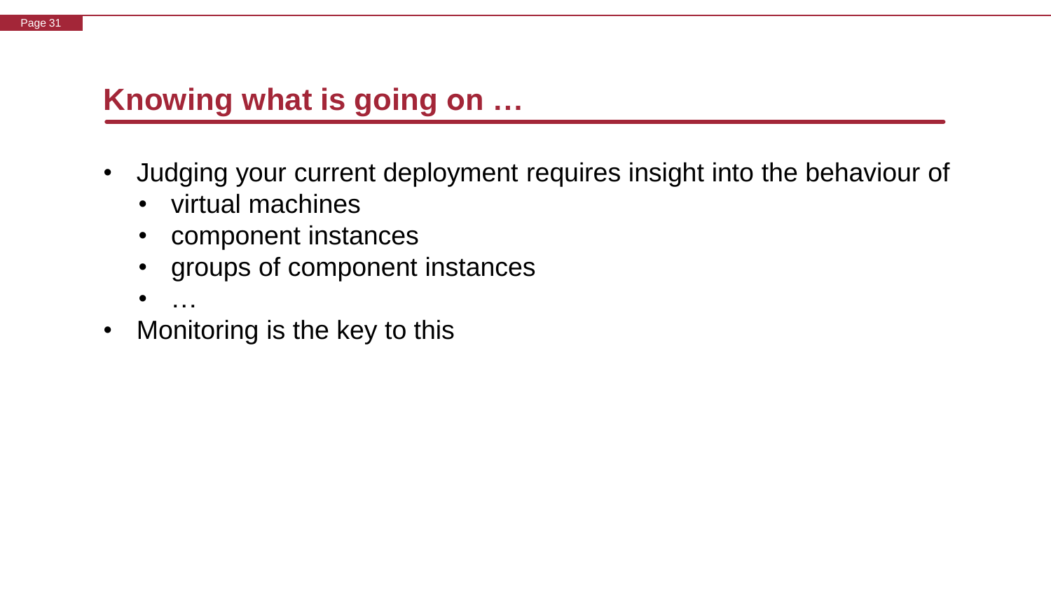## Knowing what is going on …

- Judging your current deployment requires insight into the behaviour of
  - virtual machines
  - component instances
  - groups of component instances
  - …
- Monitoring is the key to this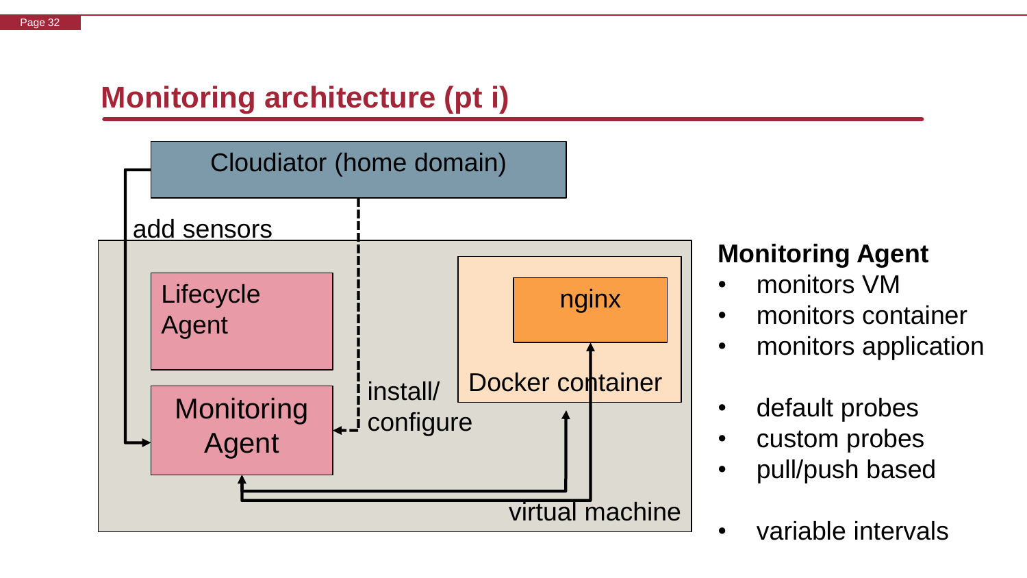# Monitoring architecture (pt i)

Cloudiator (home domain)

add sensors

install/ configure

Lifecycle Agent

Monitoring Agent

nginx

Docker container

virtual machine

**Monitoring Agent**

- monitors VM
- monitors container
- monitors application

- default probes
- custom probes
- pull/push based

- variable intervals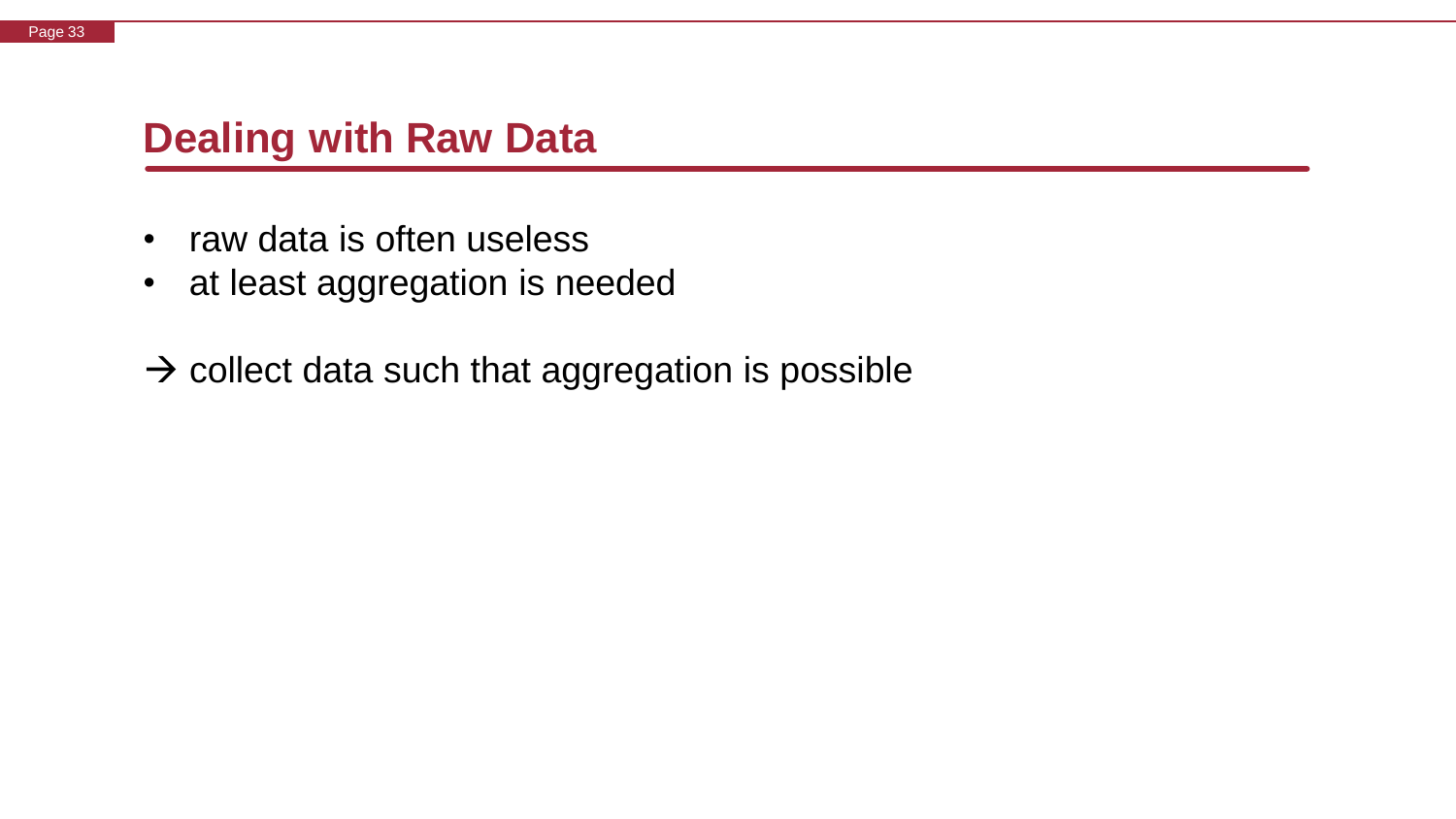# Dealing with Raw Data

- raw data is often useless
- at least aggregation is needed

→ collect data such that aggregation is possible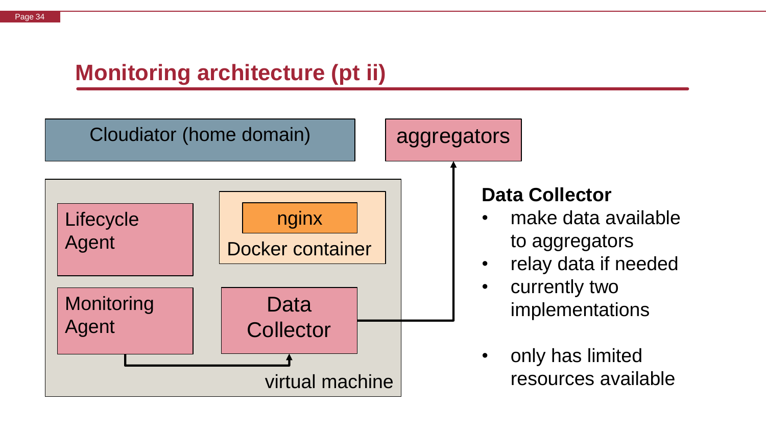# Monitoring architecture (pt ii)

Cloudiator (home domain)

aggregators

Lifecycle Agent

nginx

Docker container

Monitoring Agent

Data Collector

virtual machine

**Data Collector**

- make data available to aggregators
- relay data if needed
- currently two implementations

- only has limited resources available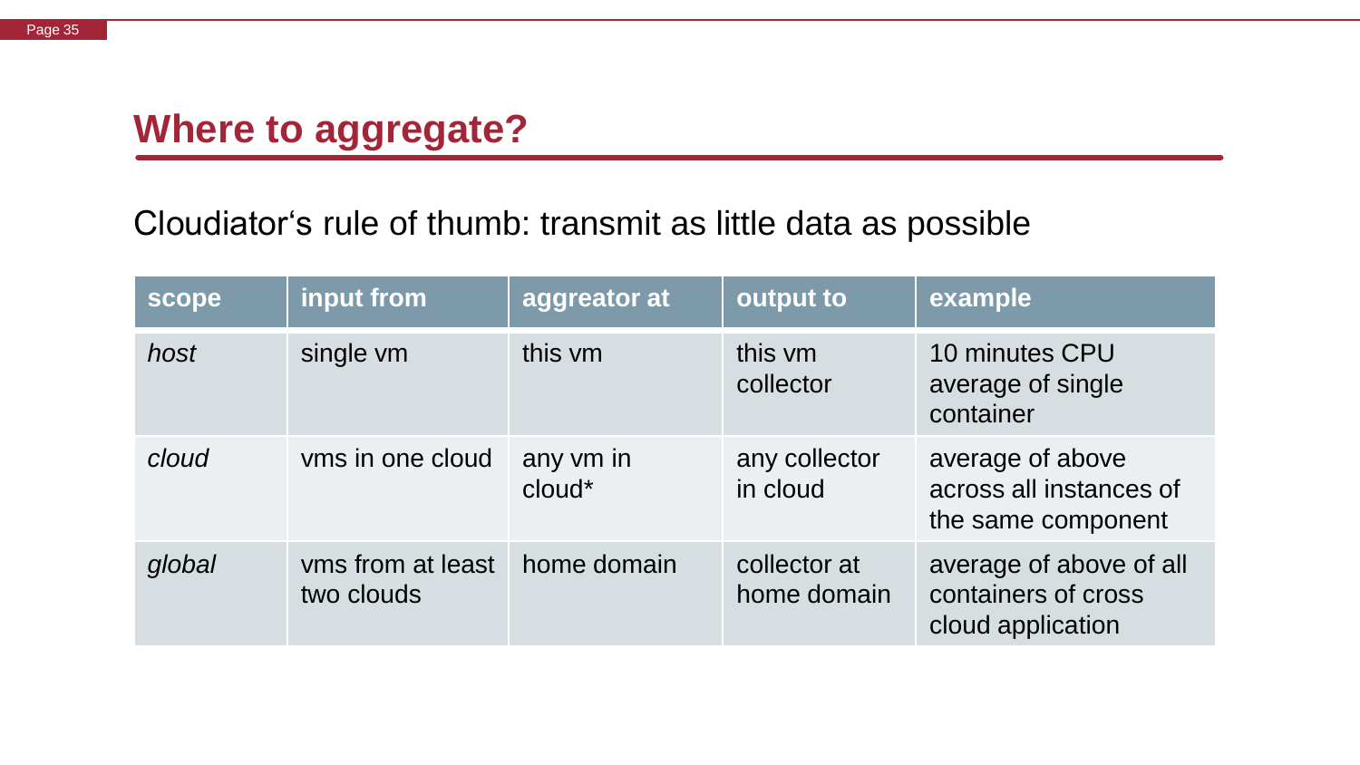## Where to aggregate?

Cloudiator‘s rule of thumb: transmit as little data as possible

| scope | input from | aggregator at | output to | example |
| --- | --- | --- | --- | --- |
| *host* | single vm | this vm | this vm collector | 10 minutes CPU average of single container |
| *cloud* | vms in one cloud | any vm in cloud* | any collector in cloud | average of above across all instances of the same component |
| *global* | vms from at least two clouds | home domain | collector at home domain | average of above of all containers of cross cloud application |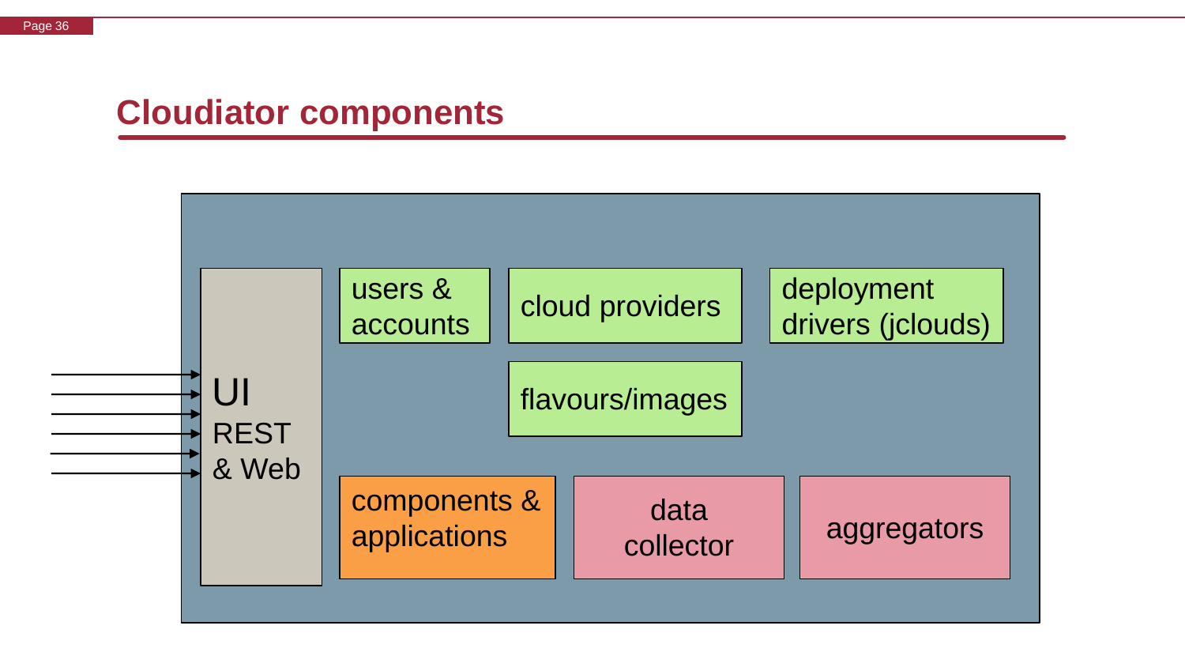# Cloudiator components

UI
REST
& Web

users & accounts

cloud providers

deployment drivers (jclouds)

flavours/images

components & applications

data collector

aggregators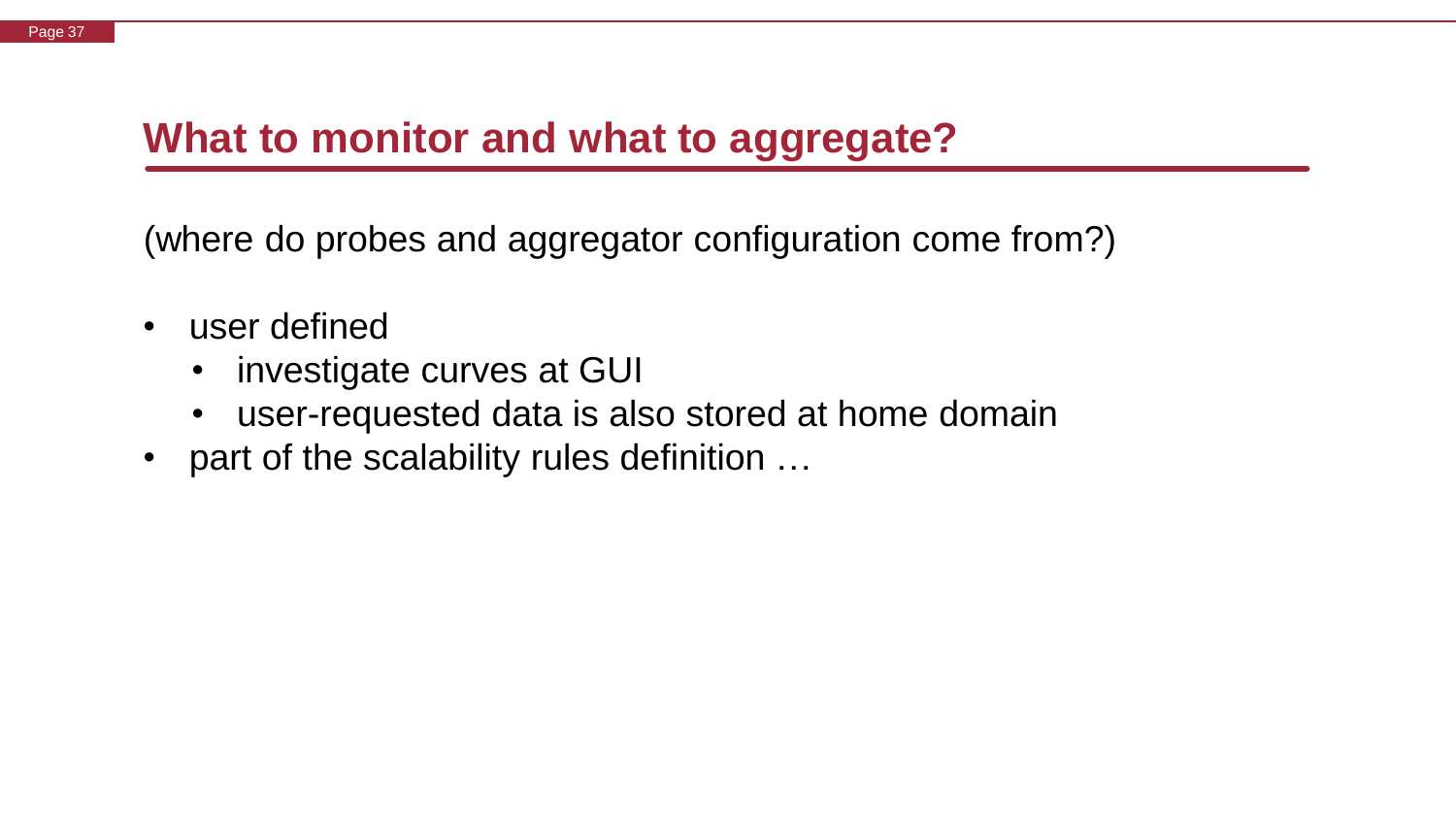# What to monitor and what to aggregate?

(where do probes and aggregator configuration come from?)

- user defined
  - investigate curves at GUI
  - user-requested data is also stored at home domain
- part of the scalability rules definition …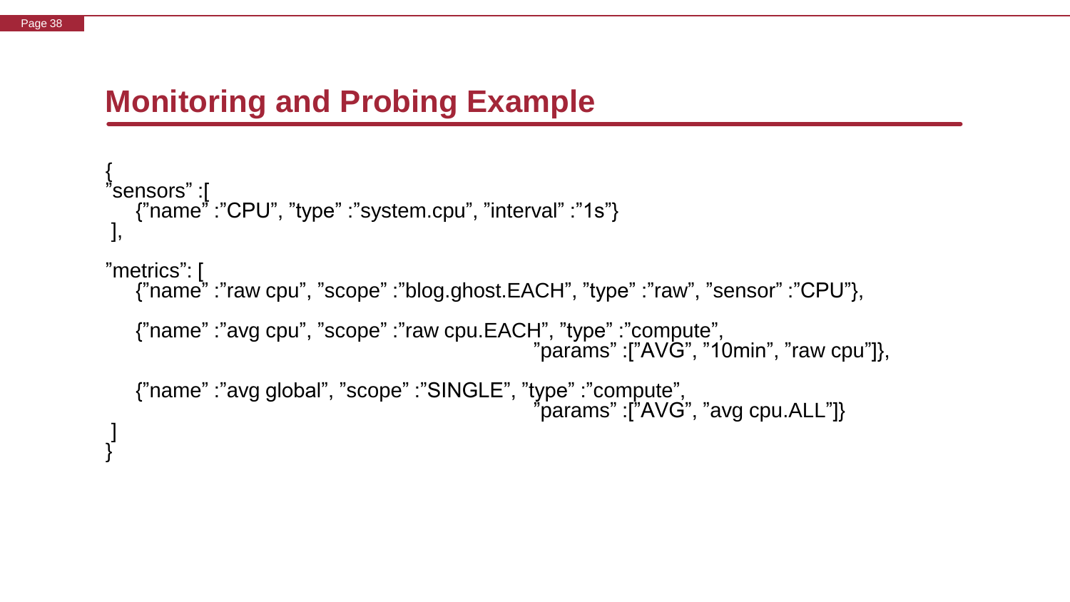## Monitoring and Probing Example

```
{
”sensors” :[
    {”name” :”CPU”, ”type” :”system.cpu”, ”interval” :”1s”}
 ],

”metrics”: [
    {”name” :”raw cpu”, ”scope” :”blog.ghost.EACH”, ”type” :”raw”, ”sensor” :”CPU”},

    {”name” :”avg cpu”, ”scope” :”raw cpu.EACH”, ”type” :”compute”,
                                                    ”params” :[”AVG”, ”10min”, ”raw cpu”]},

    {”name” :”avg global”, ”scope” :”SINGLE”, ”type” :”compute”,
                                                    ”params” :[”AVG”, ”avg cpu.ALL”]}
 ]
}
```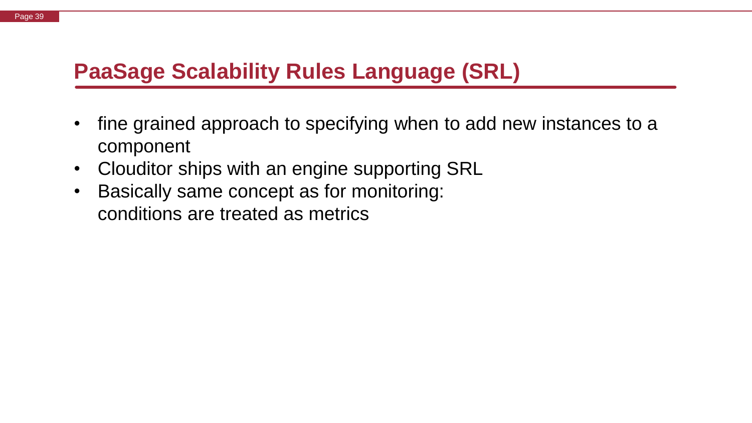# PaaSage Scalability Rules Language (SRL)

- fine grained approach to specifying when to add new instances to a component
- Clouditor ships with an engine supporting SRL
- Basically same concept as for monitoring:
  conditions are treated as metrics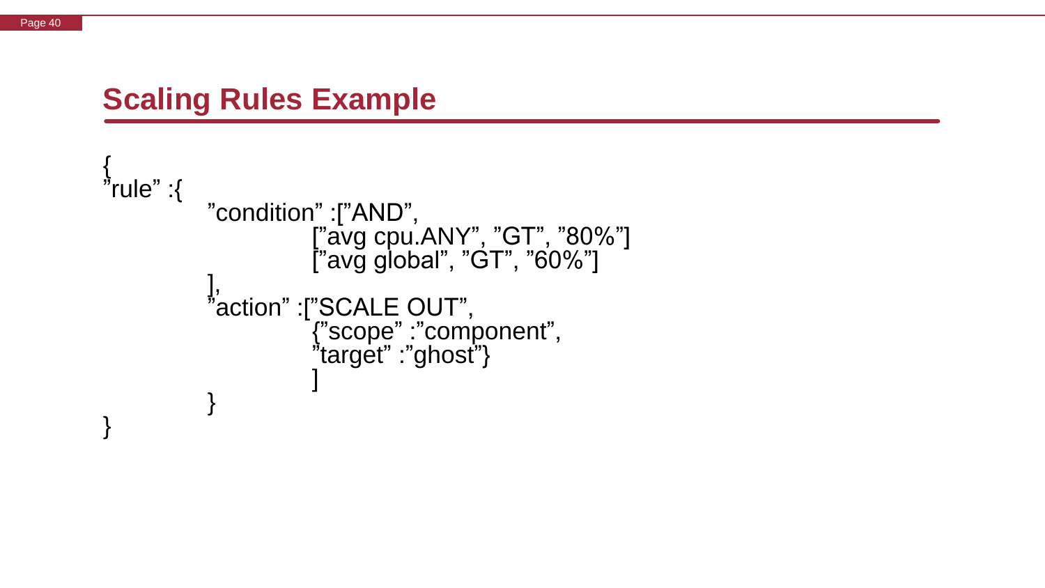## Scaling Rules Example

```
{
"rule" :{
        "condition" :["AND",
                ["avg cpu.ANY", "GT", "80%"]
                ["avg global", "GT", "60%"]
        ],
        "action" :["SCALE OUT",
                {"scope" :"component",
                "target" :"ghost"}
                ]
        }
}
```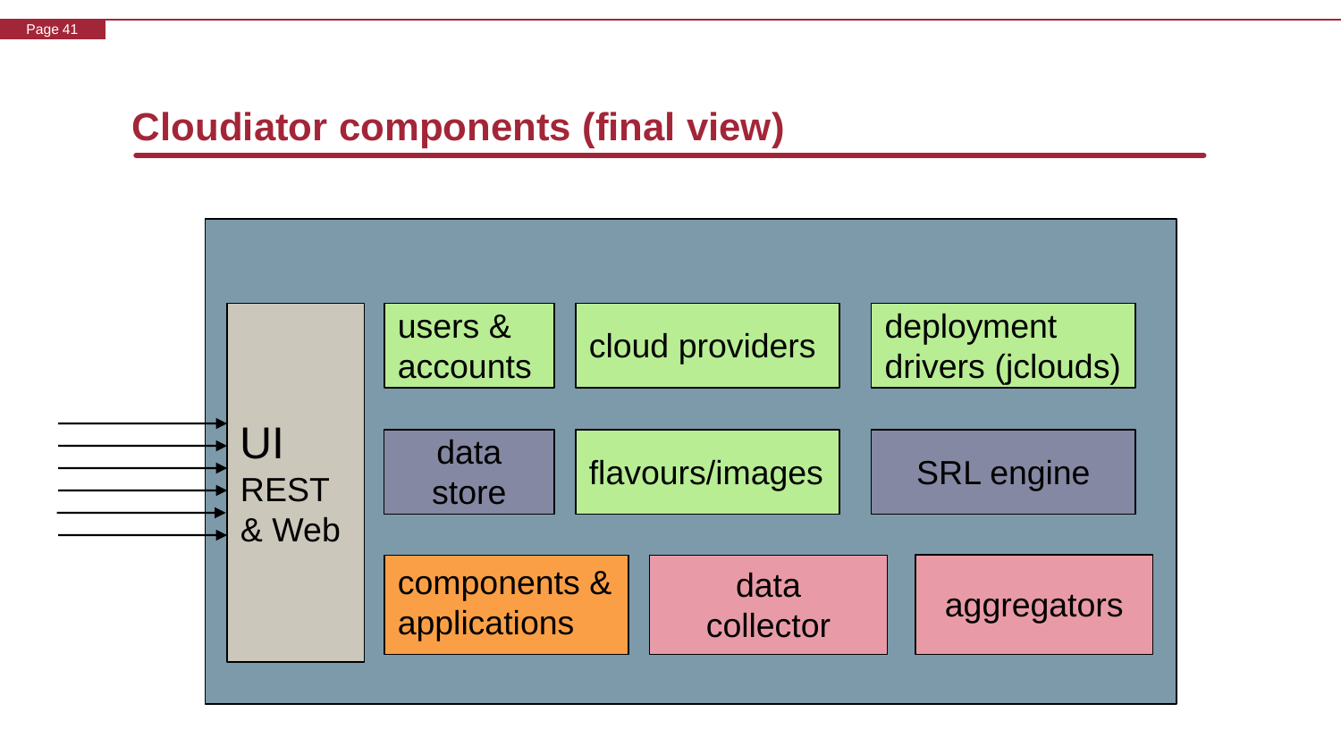# Cloudiator components (final view)

- UI REST & Web
- users & accounts
- cloud providers
- deployment drivers (jclouds)
- data store
- flavours/images
- SRL engine
- components & applications
- data collector
- aggregators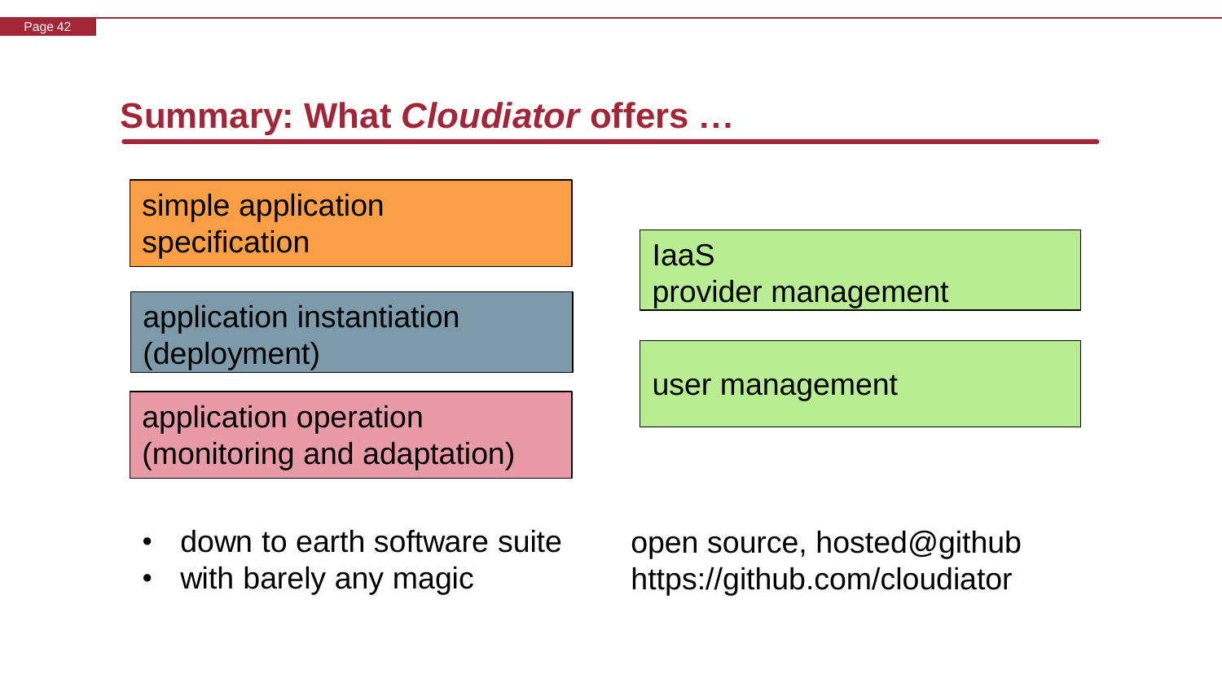## Summary: What *Cloudiator* offers …

simple application specification

application instantiation (deployment)

application operation (monitoring and adaptation)

IaaS provider management

user management

- down to earth software suite
- with barely any magic

open source, hosted@github
https://github.com/cloudiator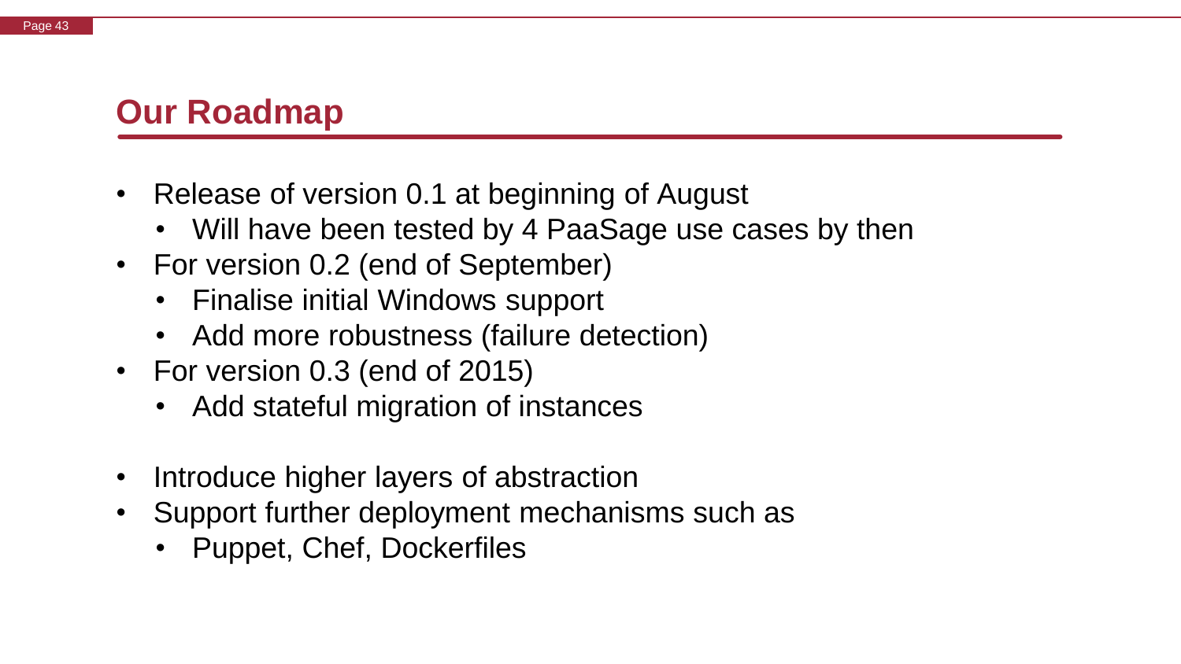# Our Roadmap

- Release of version 0.1 at beginning of August
  - Will have been tested by 4 PaaSage use cases by then
- For version 0.2 (end of September)
  - Finalise initial Windows support
  - Add more robustness (failure detection)
- For version 0.3 (end of 2015)
  - Add stateful migration of instances

- Introduce higher layers of abstraction
- Support further deployment mechanisms such as
  - Puppet, Chef, Dockerfiles